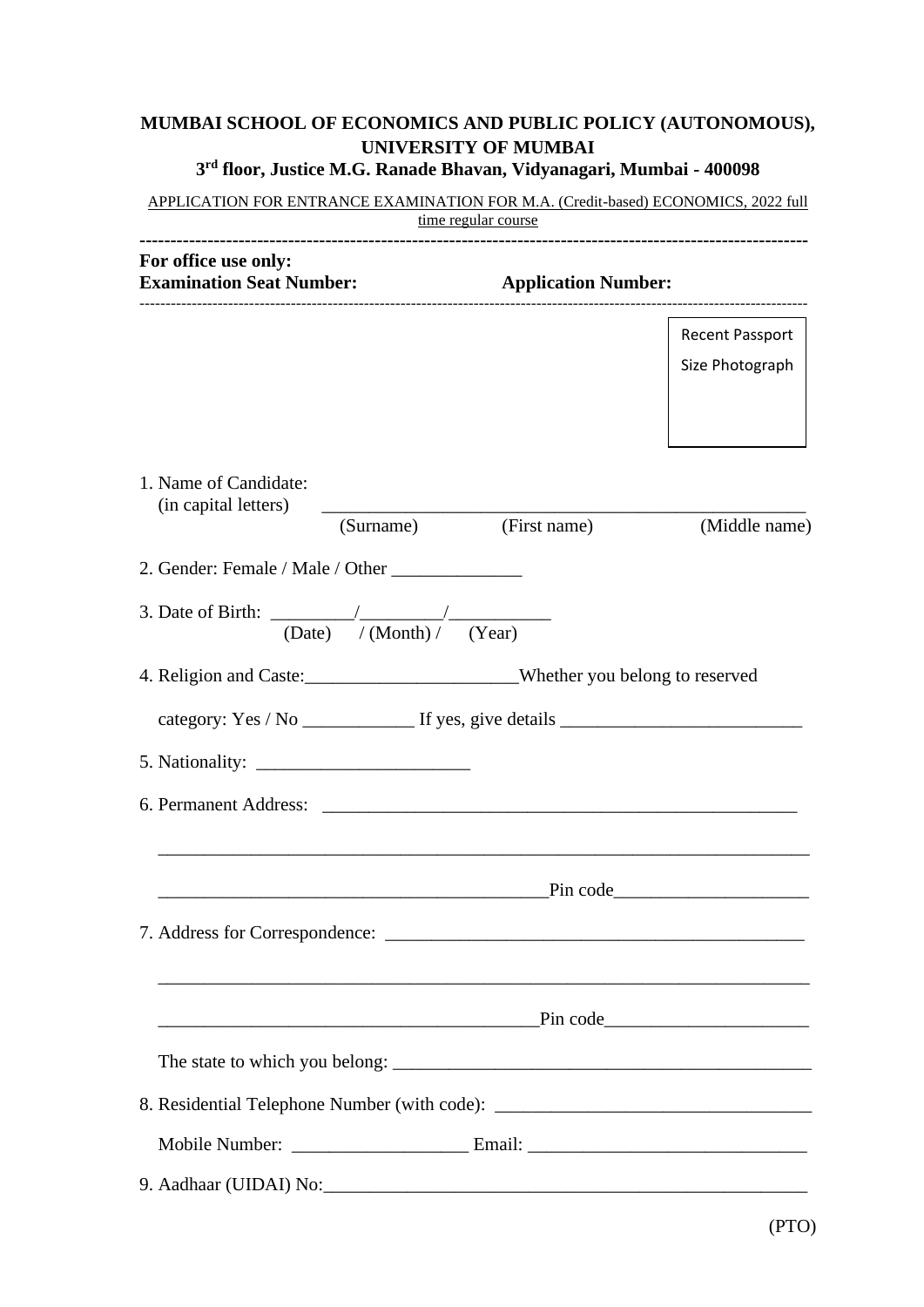**MUMBAI SCHOOL OF ECONOMICS AND PUBLIC POLICY (AUTONOMOUS), UNIVERSITY OF MUMBAI**

**3rd floor, Justice M.G. Ranade Bhavan, Vidyanagari, Mumbai - 400098**

APPLICATION FOR ENTRANCE EXAMINATION FOR M.A. (Credit-based) ECONOMICS, 2022 full time regular course

---

**For office use only:**

**Examination Seat Number:** **Application Number:**

---

Recent Passport Size Photograph

1. Name of Candidate:
   (in capital letters) ______________________________________________
   (Surname) (First name) (Middle name)

2. Gender: Female / Male / Other ______________

3. Date of Birth: _________/_________/___________
   (Date) / (Month) / (Year)

4. Religion and Caste:_______________________Whether you belong to reserved
   category: Yes / No ____________ If yes, give details __________________________

5. Nationality: _______________________

6. Permanent Address: _____________________________________________________
   __________________________________________________________________________
   __________________________________________Pin code_____________________

7. Address for Correspondence: _______________________________________________
   __________________________________________________________________________
   _________________________________________Pin code______________________
   The state to which you belong: ______________________________________________

8. Residential Telephone Number (with code): __________________________________
   Mobile Number: ___________________ Email: ______________________________

9. Aadhaar (UIDAI) No:_____________________________________________________

(PTO)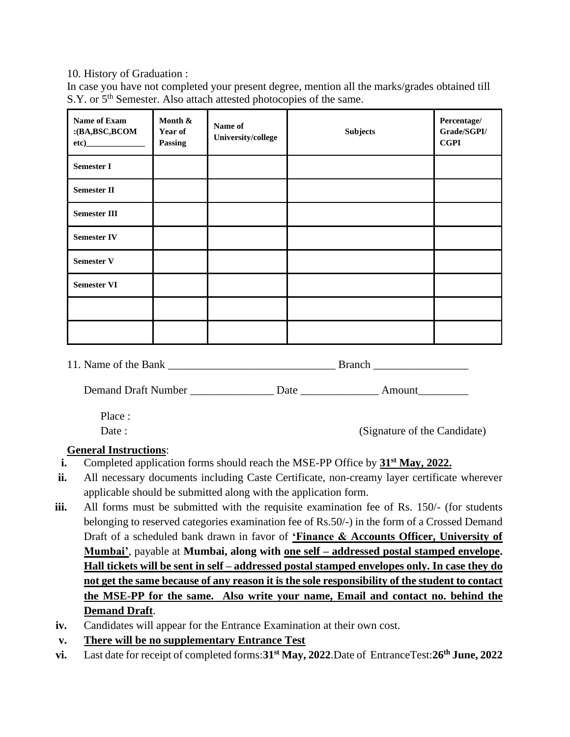10. History of Graduation :

In case you have not completed your present degree, mention all the marks/grades obtained till S.Y. or 5th Semester. Also attach attested photocopies of the same.

| Name of Exam :(BA,BSC,BCOM etc)_____________ | Month & Year of Passing | Name of University/college | Subjects | Percentage/ Grade/SGPI/ CGPI |
|---|---|---|---|---|
| Semester I | | | | |
| Semester II | | | | |
| Semester III | | | | |
| Semester IV | | | | |
| Semester V | | | | |
| Semester VI | | | | |
| | | | | |
| | | | | |

11. Name of the Bank _____________________________ Branch ________________

Demand Draft Number ______________ Date _____________ Amount_________

Place :

Date : (Signature of the Candidate)

**General Instructions**:

- **i.** Completed application forms should reach the MSE-PP Office by **31st May, 2022.**
- **ii.** All necessary documents including Caste Certificate, non-creamy layer certificate wherever applicable should be submitted along with the application form.
- **iii.** All forms must be submitted with the requisite examination fee of Rs. 150/- (for students belonging to reserved categories examination fee of Rs.50/-) in the form of a Crossed Demand Draft of a scheduled bank drawn in favor of **'Finance & Accounts Officer, University of Mumbai'**, payable at **Mumbai, along with one self – addressed postal stamped envelope. Hall tickets will be sent in self – addressed postal stamped envelopes only. In case they do not get the same because of any reason it is the sole responsibility of the student to contact the MSE-PP for the same. Also write your name, Email and contact no. behind the Demand Draft**.
- **iv.** Candidates will appear for the Entrance Examination at their own cost.
- **v.** **There will be no supplementary Entrance Test**
- **vi.** Last date for receipt of completed forms:**31st May, 2022**.Date of EntranceTest:**26th June, 2022**